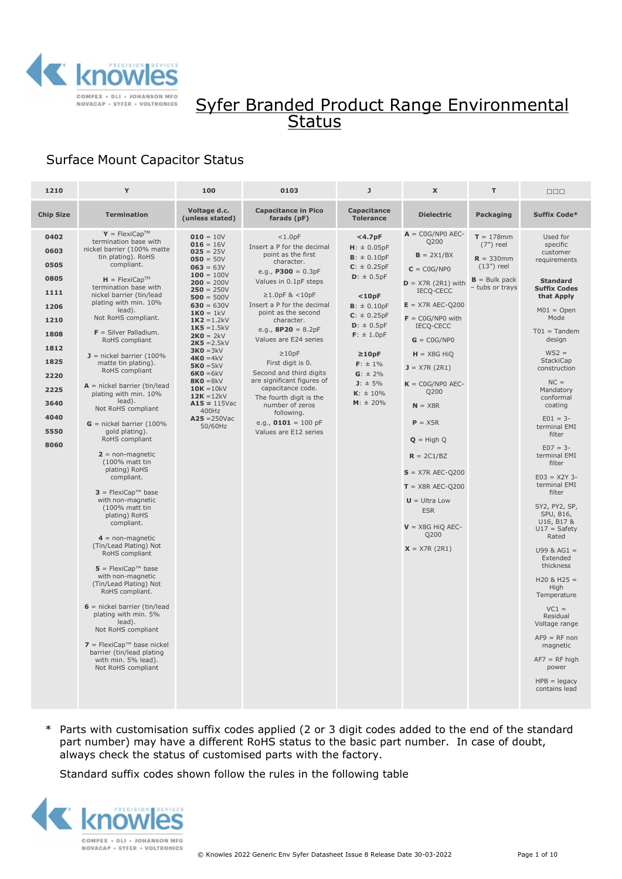# Syfer Branded Product Range Environmental Status

## Surface Mount Capacitor Status

| 1210 | Y | 100 | 0103 | J | X | T | □□□ |
|---|---|---|---|---|---|---|---|
| **Chip Size** | **Termination** | **Voltage d.c. (unless stated)** | **Capacitance in Pico farads (pF)** | **Capacitance Tolerance** | **Dielectric** | **Packaging** | **Suffix Code*** |
| **0402**<br>**0603**<br>**0505**<br>**0805**<br>**1111**<br>**1206**<br>**1210**<br>**1808**<br>**1812**<br>**1825**<br>**2220**<br>**2225**<br>**3640**<br>**4040**<br>**5550**<br>**8060** | **Y** = FlexiCap™ termination base with nickel barrier (100% matte tin plating). RoHS compliant.<br><br>**H** = FlexiCap™ termination base with nickel barrier (tin/lead plating with min. 10% lead). Not RoHS compliant.<br><br>**F** = Silver Palladium. RoHS compliant<br><br>**J** = nickel barrier (100% matte tin plating). RoHS compliant<br><br>**A** = nickel barrier (tin/lead plating with min. 10% lead). Not RoHS compliant<br><br>**G** = nickel barrier (100% gold plating). RoHS compliant<br><br>**2** = non-magnetic (100% matt tin plating) RoHS compliant.<br><br>**3** = FlexiCap™ base with non-magnetic (100% matt tin plating) RoHS compliant.<br><br>**4** = non-magnetic (Tin/Lead Plating) Not RoHS compliant<br><br>**5** = FlexiCap™ base with non-magnetic (Tin/Lead Plating) Not RoHS compliant.<br><br>**6** = nickel barrier (tin/lead plating with min. 5% lead). Not RoHS compliant<br><br>**7** = FlexiCap™ base nickel barrier (tin/lead plating with min. 5% lead). Not RoHS compliant | **010** = 10V<br>**016** = 16V<br>**025** = 25V<br>**050** = 50V<br>**063** = 63V<br>**100** = 100V<br>**200** = 200V<br>**250** = 250V<br>**500** = 500V<br>**630** = 630V<br>**1K0** = 1kV<br>**1K2** =1.2kV<br>**1K5** =1.5kV<br>**2K0** = 2kV<br>**2K5** =2.5kV<br>**3K0** =3kV<br>**4K0** =4kV<br>**5K0** =5kV<br>**6K0** =6kV<br>**8K0** =8kV<br>**10K** =10kV<br>**12K** =12kV<br>**A15** = 115Vac 400Hz<br>**A25** =250Vac 50/60Hz | <1.0pF<br>Insert a P for the decimal point as the first character.<br>e.g., **P300** = 0.3pF<br>Values in 0.1pF steps<br><br>≥1.0pF & <10pF<br>Insert a P for the decimal point as the second character.<br>e.g., **8P20** = 8.2pF<br>Values are E24 series<br><br>≥10pF<br>First digit is 0.<br>Second and third digits are significant figures of capacitance code.<br>The fourth digit is the number of zeros following.<br>e.g., **0101** = 100 pF<br>Values are E12 series | **<4.7pF**<br>**H**: ± 0.05pF<br>**B**: ± 0.10pF<br>**C**: ± 0.25pF<br>**D**: ± 0.5pF<br><br>**<10pF**<br>**B**: ± 0.10pF<br>**C**: ± 0.25pF<br>**D**: ± 0.5pF<br>**F**: ± 1.0pF<br><br>**≥10pF**<br>**F**: ± 1%<br>**G**: ± 2%<br>**J**: ± 5%<br>**K**: ± 10%<br>**M**: ± 20% | **A** = C0G/NP0 AEC-Q200<br>**B** = 2X1/BX<br>**C** = C0G/NP0<br>**D** = X7R (2R1) with IECQ-CECC<br>**E** = X7R AEC-Q200<br>**F** = C0G/NP0 with IECQ-CECC<br>**G** = C0G/NP0<br>**H** = X8G HiQ<br>**J** = X7R (2R1)<br>**K** = C0G/NP0 AEC-Q200<br>**N** = X8R<br>**P** = X5R<br>**Q** = High Q<br>**R** = 2C1/BZ<br>**S** = X7R AEC-Q200<br>**T** = X8R AEC-Q200<br>**U** = Ultra Low ESR<br>**V** = X8G HiQ AEC-Q200<br>**X** = X7R (2R1) | **T** = 178mm (7") reel<br><br>**R** = 330mm (13") reel<br><br>**B** = Bulk pack – tubs or trays | Used for specific customer requirements<br><br>**Standard Suffix Codes that Apply**<br><br>M01 = Open Mode<br><br>T01 = Tandem design<br><br>WS2 = StackiCap construction<br><br>NC = Mandatory conformal coating<br><br>E01 = 3-terminal EMI filter<br><br>E07 = 3-terminal EMI filter<br><br>E03 = X2Y 3-terminal EMI filter<br><br>SY2, PY2, SP, SPU, B16, U16, B17 & U17 = Safety Rated<br><br>U99 & AG1 = Extended thickness<br><br>H20 & H25 = High Temperature<br><br>VC1 = Residual Voltage range<br><br>AF9 = RF non magnetic<br><br>AF7 = RF high power<br><br>HPB = legacy contains lead |

\* Parts with customisation suffix codes applied (2 or 3 digit codes added to the end of the standard part number) may have a different RoHS status to the basic part number. In case of doubt, always check the status of customised parts with the factory.

Standard suffix codes shown follow the rules in the following table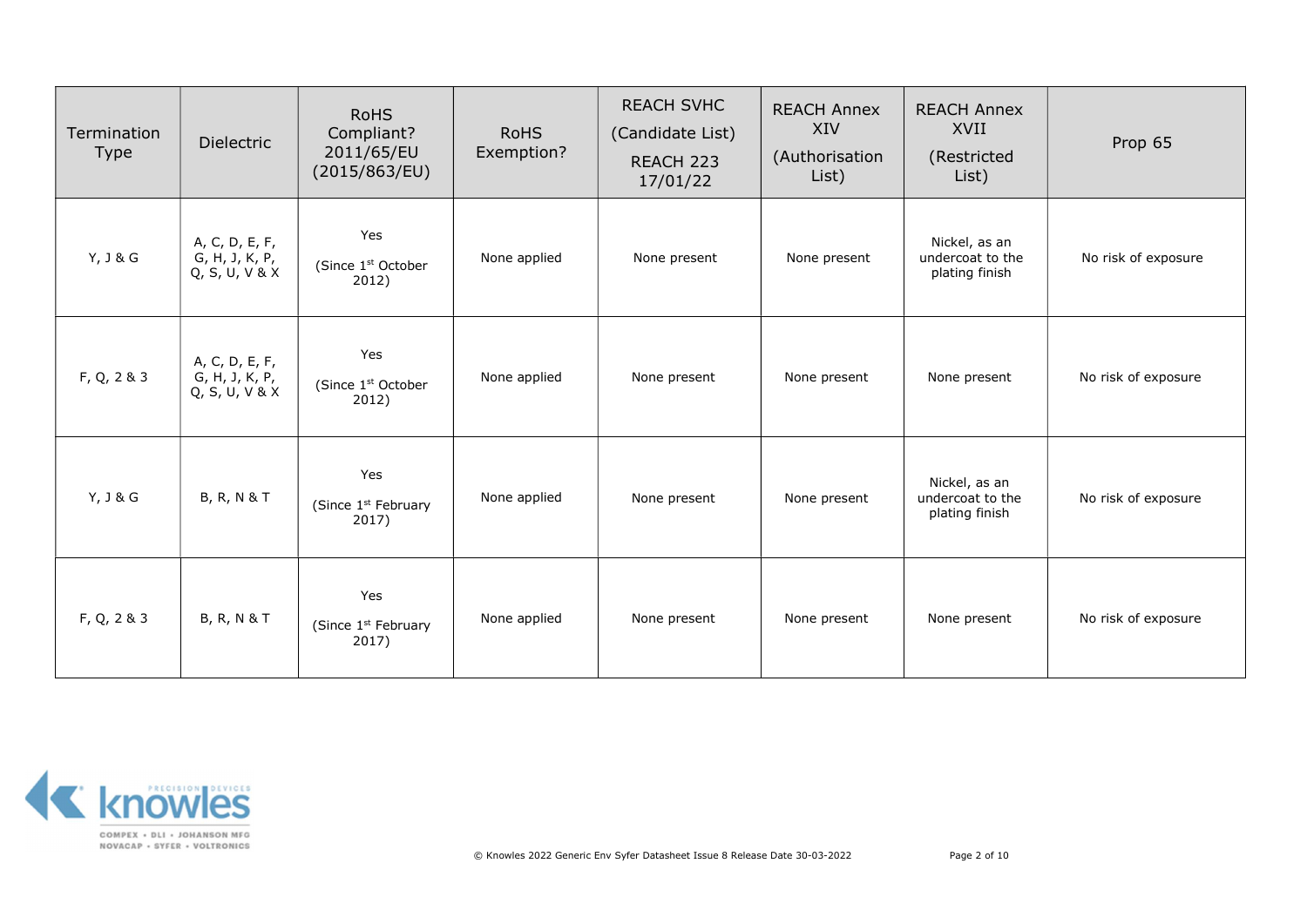| Termination Type | Dielectric | RoHS Compliant? 2011/65/EU (2015/863/EU) | RoHS Exemption? | REACH SVHC (Candidate List) REACH 223 17/01/22 | REACH Annex XIV (Authorisation List) | REACH Annex XVII (Restricted List) | Prop 65 |
|---|---|---|---|---|---|---|---|
| Y, J & G | A, C, D, E, F, G, H, J, K, P, Q, S, U, V & X | Yes (Since 1st October 2012) | None applied | None present | None present | Nickel, as an undercoat to the plating finish | No risk of exposure |
| F, Q, 2 & 3 | A, C, D, E, F, G, H, J, K, P, Q, S, U, V & X | Yes (Since 1st October 2012) | None applied | None present | None present | None present | No risk of exposure |
| Y, J & G | B, R, N & T | Yes (Since 1st February 2017) | None applied | None present | None present | Nickel, as an undercoat to the plating finish | No risk of exposure |
| F, Q, 2 & 3 | B, R, N & T | Yes (Since 1st February 2017) | None applied | None present | None present | None present | No risk of exposure |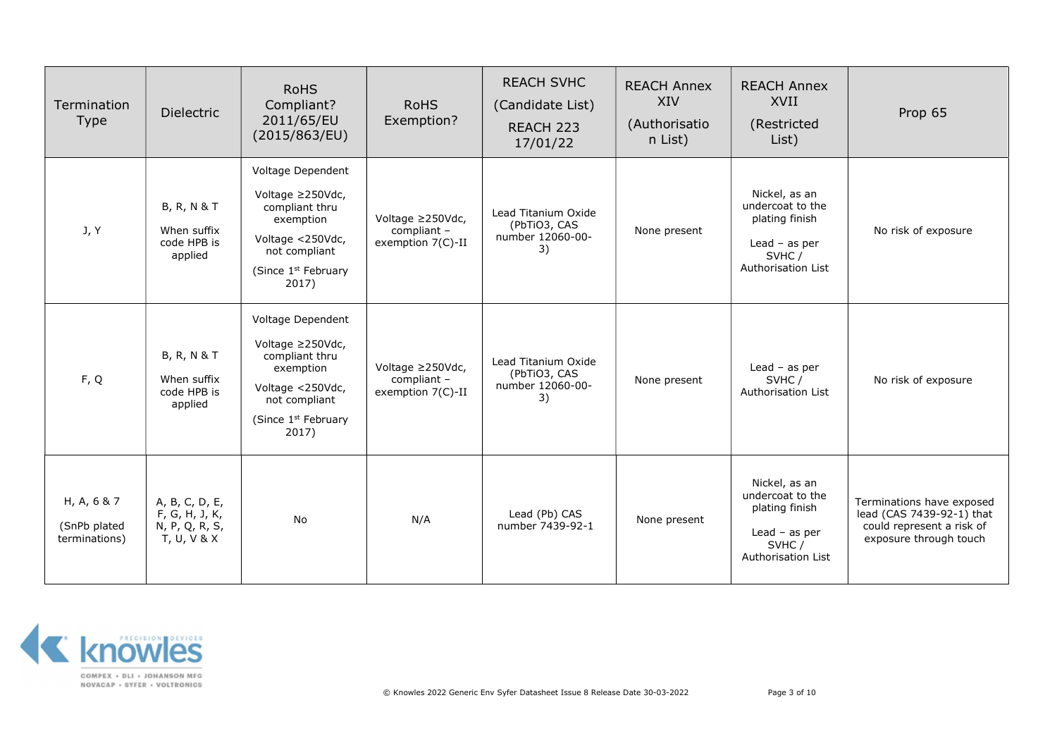| Termination Type | Dielectric | RoHS Compliant? 2011/65/EU (2015/863/EU) | RoHS Exemption? | REACH SVHC (Candidate List) REACH 223 17/01/22 | REACH Annex XIV (Authorisation List) | REACH Annex XVII (Restricted List) | Prop 65 |
|---|---|---|---|---|---|---|---|
| J, Y | B, R, N & T<br>When suffix code HPB is applied | Voltage Dependent<br>Voltage ≥250Vdc, compliant thru exemption<br>Voltage <250Vdc, not compliant<br>(Since 1st February 2017) | Voltage ≥250Vdc, compliant – exemption 7(C)-II | Lead Titanium Oxide ($PbTiO_3$, CAS number 12060-00-3) | None present | Nickel, as an undercoat to the plating finish<br>Lead – as per SVHC / Authorisation List | No risk of exposure |
| F, Q | B, R, N & T<br>When suffix code HPB is applied | Voltage Dependent<br>Voltage ≥250Vdc, compliant thru exemption<br>Voltage <250Vdc, not compliant<br>(Since 1st February 2017) | Voltage ≥250Vdc, compliant – exemption 7(C)-II | Lead Titanium Oxide ($PbTiO_3$, CAS number 12060-00-3) | None present | Lead – as per SVHC / Authorisation List | No risk of exposure |
| H, A, 6 & 7<br>(SnPb plated terminations) | A, B, C, D, E, F, G, H, J, K, N, P, Q, R, S, T, U, V & X | No | N/A | Lead (Pb) CAS number 7439-92-1 | None present | Nickel, as an undercoat to the plating finish<br>Lead – as per SVHC / Authorisation List | Terminations have exposed lead (CAS 7439-92-1) that could represent a risk of exposure through touch |

© Knowles 2022 Generic Env Syfer Datasheet Issue 8 Release Date 30-03-2022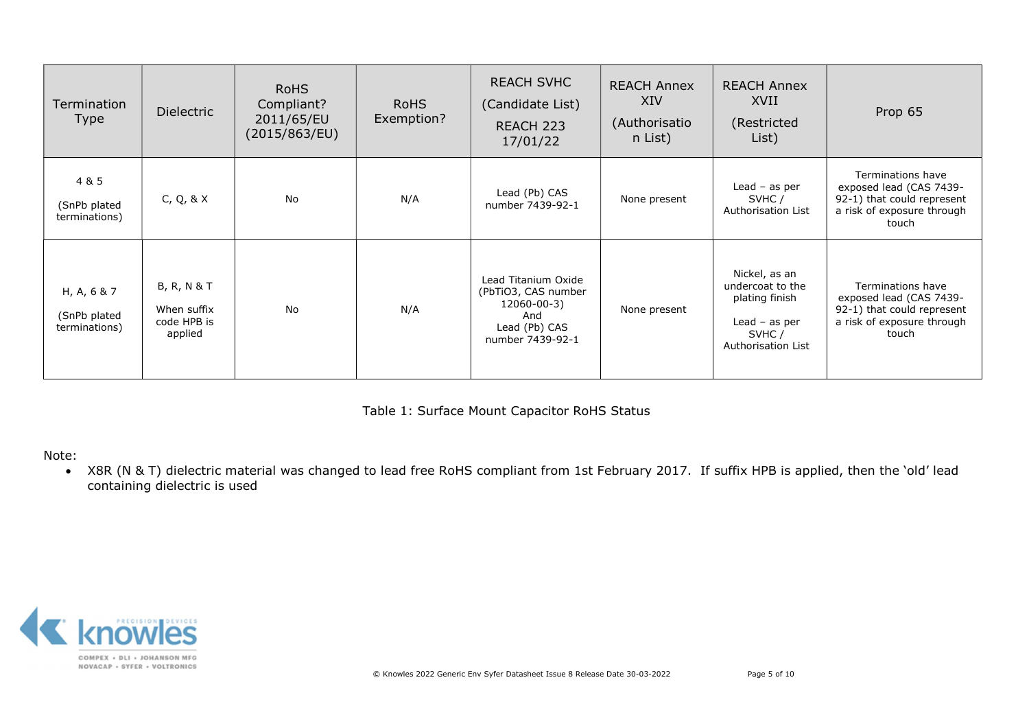| Termination Type | Dielectric | RoHS Compliant? 2011/65/EU (2015/863/EU) | RoHS Exemption? | REACH SVHC (Candidate List) REACH 223 17/01/22 | REACH Annex XIV (Authorisation List) | REACH Annex XVII (Restricted List) | Prop 65 |
|---|---|---|---|---|---|---|---|
| 4 & 5 (SnPb plated terminations) | C, Q, & X | No | N/A | Lead (Pb) CAS number 7439-92-1 | None present | Lead – as per SVHC / Authorisation List | Terminations have exposed lead (CAS 7439-92-1) that could represent a risk of exposure through touch |
| H, A, 6 & 7 (SnPb plated terminations) | B, R, N & T When suffix code HPB is applied | No | N/A | Lead Titanium Oxide ($PbTiO_3$, CAS number 12060-00-3) And Lead (Pb) CAS number 7439-92-1 | None present | Nickel, as an undercoat to the plating finish Lead – as per SVHC / Authorisation List | Terminations have exposed lead (CAS 7439-92-1) that could represent a risk of exposure through touch |

Table 1: Surface Mount Capacitor RoHS Status

Note:

- X8R (N & T) dielectric material was changed to lead free RoHS compliant from 1st February 2017. If suffix HPB is applied, then the 'old' lead containing dielectric is used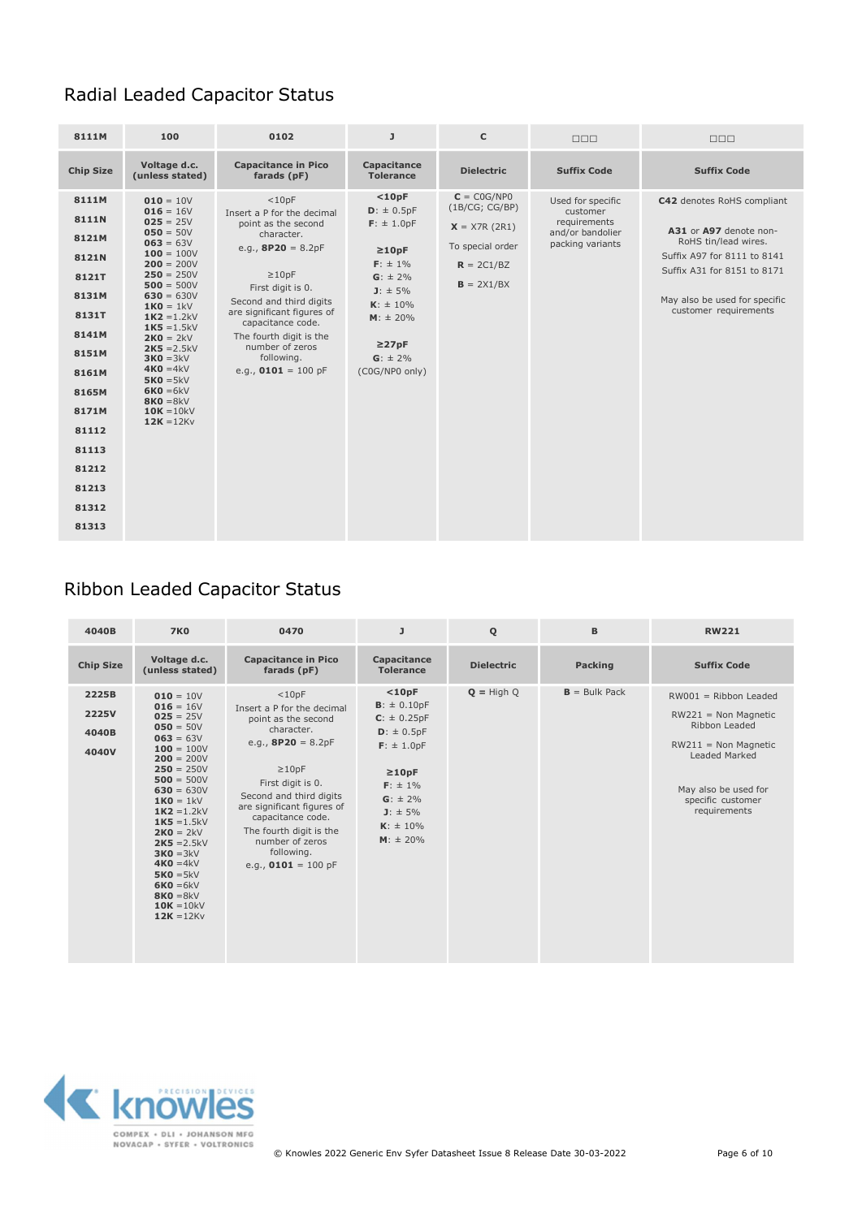## Radial Leaded Capacitor Status

| 8111M | 100 | 0102 | J | C | □□□ | □□□ |
|---|---|---|---|---|---|---|
| **Chip Size** | **Voltage d.c. (unless stated)** | **Capacitance in Pico farads (pF)** | **Capacitance Tolerance** | **Dielectric** | **Suffix Code** | **Suffix Code** |
| **8111M**<br>**8111N**<br>**8121M**<br>**8121N**<br>**8121T**<br>**8131M**<br>**8131T**<br>**8141M**<br>**8151M**<br>**8161M**<br>**8165M**<br>**8171M**<br>**81112**<br>**81113**<br>**81212**<br>**81213**<br>**81312**<br>**81313** | **010** = 10V<br>**016** = 16V<br>**025** = 25V<br>**050** = 50V<br>**063** = 63V<br>**100** = 100V<br>**200** = 200V<br>**250** = 250V<br>**500** = 500V<br>**630** = 630V<br>**1K0** = 1kV<br>**1K2** =1.2kV<br>**1K5** =1.5kV<br>**2K0** = 2kV<br>**2K5** =2.5kV<br>**3K0** =3kV<br>**4K0** =4kV<br>**5K0** =5kV<br>**6K0** =6kV<br>**8K0** =8kV<br>**10K** =10kV<br>**12K** =12Kv | <10pF<br>Insert a P for the decimal point as the second character.<br>e.g., **8P20** = 8.2pF<br><br>≥10pF<br>First digit is 0.<br>Second and third digits are significant figures of capacitance code.<br>The fourth digit is the number of zeros following.<br>e.g., **0101** = 100 pF | **<10pF**<br>**D**: ± 0.5pF<br>**F**: ± 1.0pF<br><br>**≥10pF**<br>**F**: ± 1%<br>**G**: ± 2%<br>**J**: ± 5%<br>**K**: ± 10%<br>**M**: ± 20%<br><br>**≥27pF**<br>**G**: ± 2%<br>(C0G/NP0 only) | **C** = C0G/NP0 (1B/CG; CG/BP)<br><br>**X** = X7R (2R1)<br><br>To special order<br>**R** = 2C1/BZ<br>**B** = 2X1/BX | Used for specific customer requirements and/or bandolier packing variants | **C42** denotes RoHS compliant<br><br>**A31** or **A97** denote non-RoHS tin/lead wires.<br>Suffix A97 for 8111 to 8141<br>Suffix A31 for 8151 to 8171<br><br>May also be used for specific customer requirements |

## Ribbon Leaded Capacitor Status

| 4040B | 7K0 | 0470 | J | Q | B | RW221 |
|---|---|---|---|---|---|---|
| **Chip Size** | **Voltage d.c. (unless stated)** | **Capacitance in Pico farads (pF)** | **Capacitance Tolerance** | **Dielectric** | **Packing** | **Suffix Code** |
| **2225B**<br>**2225V**<br>**4040B**<br>**4040V** | **010** = 10V<br>**016** = 16V<br>**025** = 25V<br>**050** = 50V<br>**063** = 63V<br>**100** = 100V<br>**200** = 200V<br>**250** = 250V<br>**500** = 500V<br>**630** = 630V<br>**1K0** = 1kV<br>**1K2** =1.2kV<br>**1K5** =1.5kV<br>**2K0** = 2kV<br>**2K5** =2.5kV<br>**3K0** =3kV<br>**4K0** =4kV<br>**5K0** =5kV<br>**6K0** =6kV<br>**8K0** =8kV<br>**10K** =10kV<br>**12K** =12Kv | <10pF<br>Insert a P for the decimal point as the second character.<br>e.g., **8P20** = 8.2pF<br><br>≥10pF<br>First digit is 0.<br>Second and third digits are significant figures of capacitance code.<br>The fourth digit is the number of zeros following.<br>e.g., **0101** = 100 pF | **<10pF**<br>**B**: ± 0.10pF<br>**C**: ± 0.25pF<br>**D**: ± 0.5pF<br>**F**: ± 1.0pF<br><br>**≥10pF**<br>**F**: ± 1%<br>**G**: ± 2%<br>**J**: ± 5%<br>**K**: ± 10%<br>**M**: ± 20% | **Q** = High Q | **B** = Bulk Pack | RW001 = Ribbon Leaded<br><br>RW221 = Non Magnetic Ribbon Leaded<br><br>RW211 = Non Magnetic Leaded Marked<br><br>May also be used for specific customer requirements |

© Knowles 2022 Generic Env Syfer Datasheet Issue 8 Release Date 30-03-2022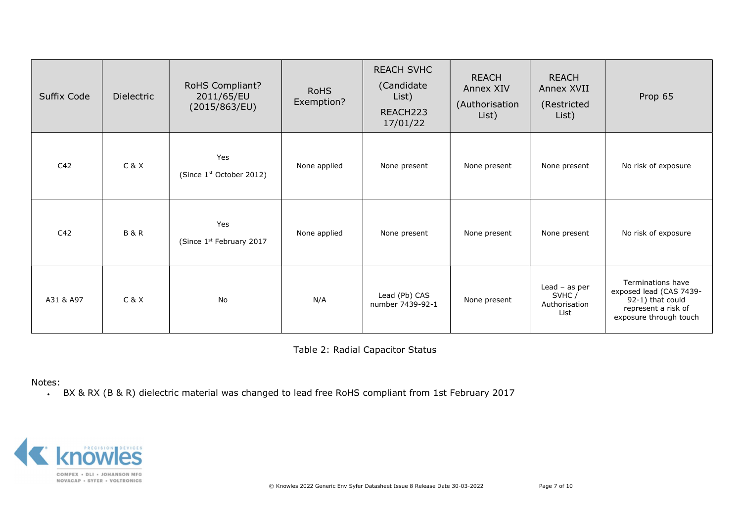| Suffix Code | Dielectric | RoHS Compliant? 2011/65/EU (2015/863/EU) | RoHS Exemption? | REACH SVHC (Candidate List) REACH223 17/01/22 | REACH Annex XIV (Authorisation List) | REACH Annex XVII (Restricted List) | Prop 65 |
|---|---|---|---|---|---|---|---|
| C42 | C & X | Yes (Since 1st October 2012) | None applied | None present | None present | None present | No risk of exposure |
| C42 | B & R | Yes (Since 1st February 2017 | None applied | None present | None present | None present | No risk of exposure |
| A31 & A97 | C & X | No | N/A | Lead (Pb) CAS number 7439-92-1 | None present | Lead – as per SVHC / Authorisation List | Terminations have exposed lead (CAS 7439-92-1) that could represent a risk of exposure through touch |

Table 2: Radial Capacitor Status

Notes:

- BX & RX (B & R) dielectric material was changed to lead free RoHS compliant from 1st February 2017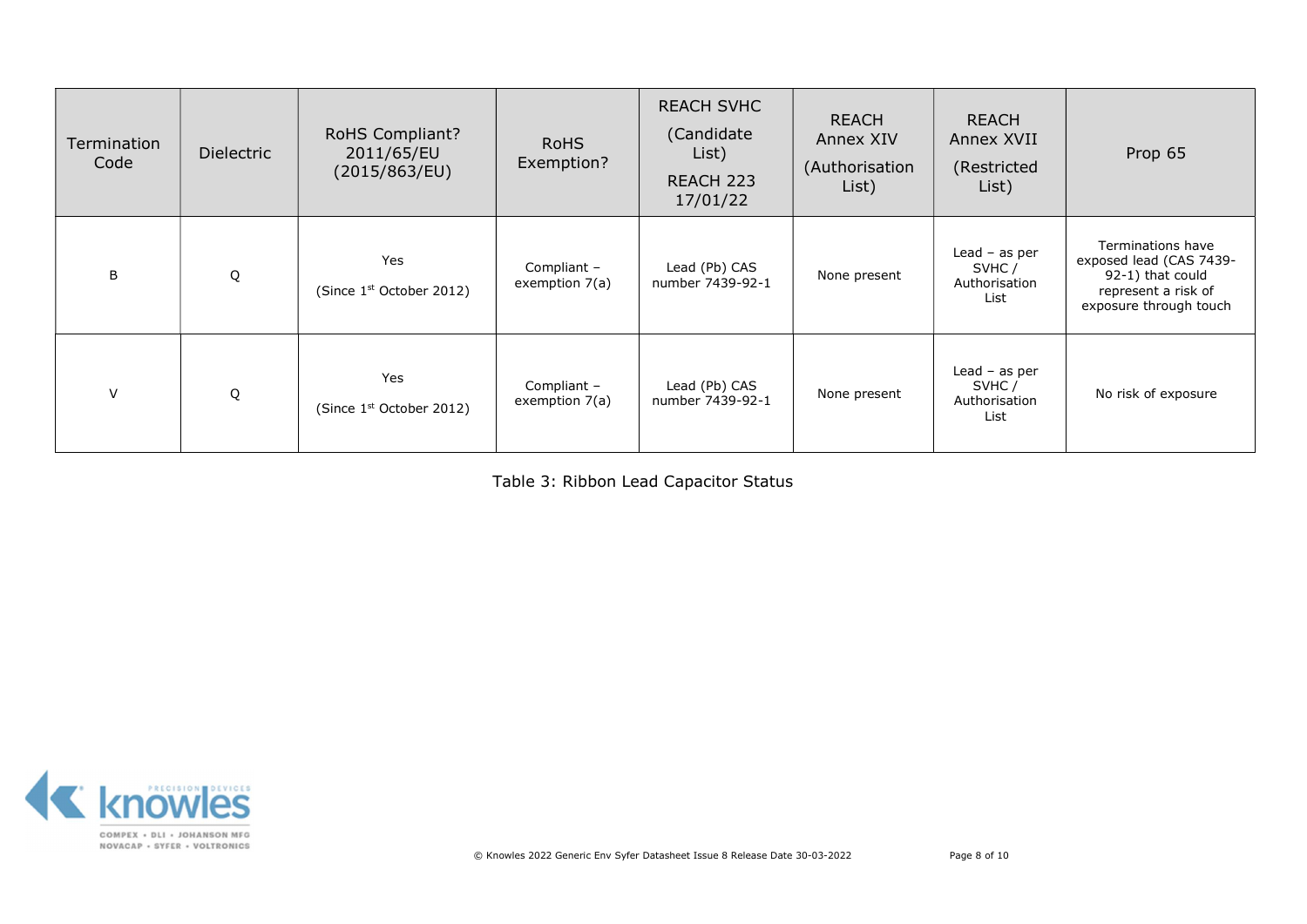| Termination Code | Dielectric | RoHS Compliant? 2011/65/EU (2015/863/EU) | RoHS Exemption? | REACH SVHC (Candidate List) REACH 223 17/01/22 | REACH Annex XIV (Authorisation List) | REACH Annex XVII (Restricted List) | Prop 65 |
|---|---|---|---|---|---|---|---|
| B | Q | Yes (Since 1st October 2012) | Compliant – exemption 7(a) | Lead (Pb) CAS number 7439-92-1 | None present | Lead – as per SVHC / Authorisation List | Terminations have exposed lead (CAS 7439-92-1) that could represent a risk of exposure through touch |
| V | Q | Yes (Since 1st October 2012) | Compliant – exemption 7(a) | Lead (Pb) CAS number 7439-92-1 | None present | Lead – as per SVHC / Authorisation List | No risk of exposure |

Table 3: Ribbon Lead Capacitor Status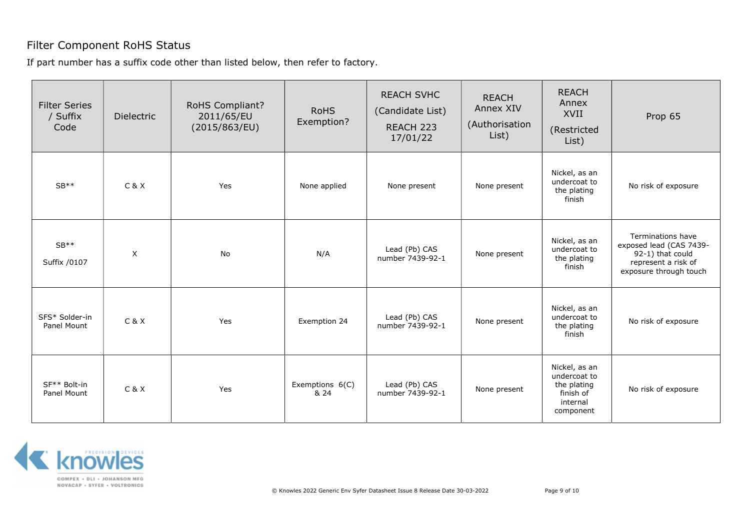## Filter Component RoHS Status

If part number has a suffix code other than listed below, then refer to factory.

| Filter Series / Suffix Code | Dielectric | RoHS Compliant? 2011/65/EU (2015/863/EU) | RoHS Exemption? | REACH SVHC (Candidate List) REACH 223 17/01/22 | REACH Annex XIV (Authorisation List) | REACH Annex XVII (Restricted List) | Prop 65 |
|---|---|---|---|---|---|---|---|
| SB** | C & X | Yes | None applied | None present | None present | Nickel, as an undercoat to the plating finish | No risk of exposure |
| SB** Suffix /0107 | X | No | N/A | Lead (Pb) CAS number 7439-92-1 | None present | Nickel, as an undercoat to the plating finish | Terminations have exposed lead (CAS 7439-92-1) that could represent a risk of exposure through touch |
| SFS* Solder-in Panel Mount | C & X | Yes | Exemption 24 | Lead (Pb) CAS number 7439-92-1 | None present | Nickel, as an undercoat to the plating finish | No risk of exposure |
| SF** Bolt-in Panel Mount | C & X | Yes | Exemptions 6(C) & 24 | Lead (Pb) CAS number 7439-92-1 | None present | Nickel, as an undercoat to the plating finish of internal component | No risk of exposure |

knowles PRECISION DEVICES
COMPEX • DLI • JOHANSON MFG
NOVACAP • SYFER • VOLTRONICS

© Knowles 2022 Generic Env Syfer Datasheet Issue 8 Release Date 30-03-2022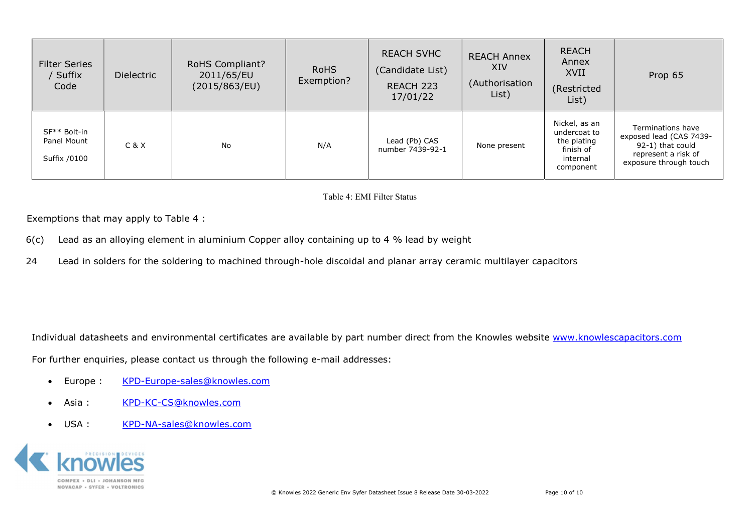| Filter Series / Suffix Code | Dielectric | RoHS Compliant? 2011/65/EU (2015/863/EU) | RoHS Exemption? | REACH SVHC (Candidate List) REACH 223 17/01/22 | REACH Annex XIV (Authorisation List) | REACH Annex XVII (Restricted List) | Prop 65 |
|---|---|---|---|---|---|---|---|
| SF** Bolt-in Panel Mount<br>Suffix /0100 | C & X | No | N/A | Lead (Pb) CAS number 7439-92-1 | None present | Nickel, as an undercoat to the plating finish of internal component | Terminations have exposed lead (CAS 7439-92-1) that could represent a risk of exposure through touch |

Table 4: EMI Filter Status

Exemptions that may apply to Table 4 :

6(c) Lead as an alloying element in aluminium Copper alloy containing up to 4 % lead by weight

24 Lead in solders for the soldering to machined through-hole discoidal and planar array ceramic multilayer capacitors

Individual datasheets and environmental certificates are available by part number direct from the Knowles website www.knowlescapacitors.com

For further enquiries, please contact us through the following e-mail addresses:

- Europe : KPD-Europe-sales@knowles.com
- Asia : KPD-KC-CS@knowles.com
- USA : KPD-NA-sales@knowles.com

knowles PRECISION DEVICES

COMPEX • DLI • JOHANSON MFG
NOVACAP • SYFER • VOLTRONICS

© Knowles 2022 Generic Env Syfer Datasheet Issue 8 Release Date 30-03-2022